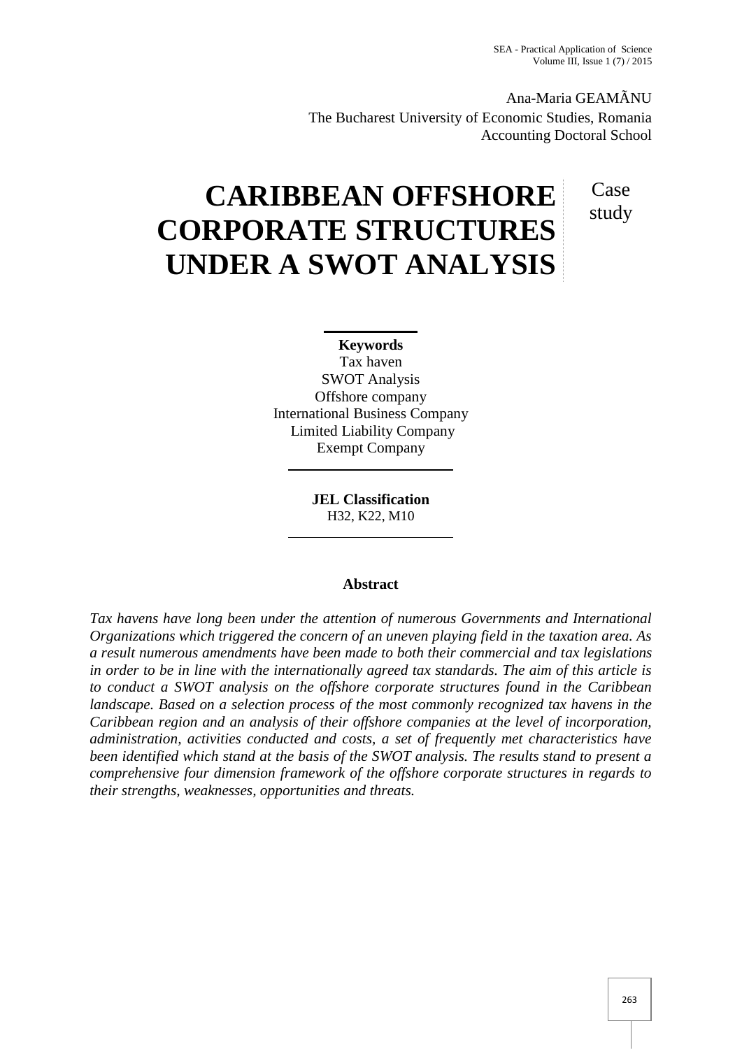Ana-Maria GEAMÃNU
The Bucharest University of Economic Studies, Romania
Accounting Doctoral School

# CARIBBEAN OFFSHORE CORPORATE STRUCTURES UNDER A SWOT ANALYSIS

Case study

**Keywords**
Tax haven
SWOT Analysis
Offshore company
International Business Company
Limited Liability Company
Exempt Company

**JEL Classification**
H32, K22, M10

## Abstract

*Tax havens have long been under the attention of numerous Governments and International Organizations which triggered the concern of an uneven playing field in the taxation area. As a result numerous amendments have been made to both their commercial and tax legislations in order to be in line with the internationally agreed tax standards. The aim of this article is to conduct a SWOT analysis on the offshore corporate structures found in the Caribbean landscape. Based on a selection process of the most commonly recognized tax havens in the Caribbean region and an analysis of their offshore companies at the level of incorporation, administration, activities conducted and costs, a set of frequently met characteristics have been identified which stand at the basis of the SWOT analysis. The results stand to present a comprehensive four dimension framework of the offshore corporate structures in regards to their strengths, weaknesses, opportunities and threats.*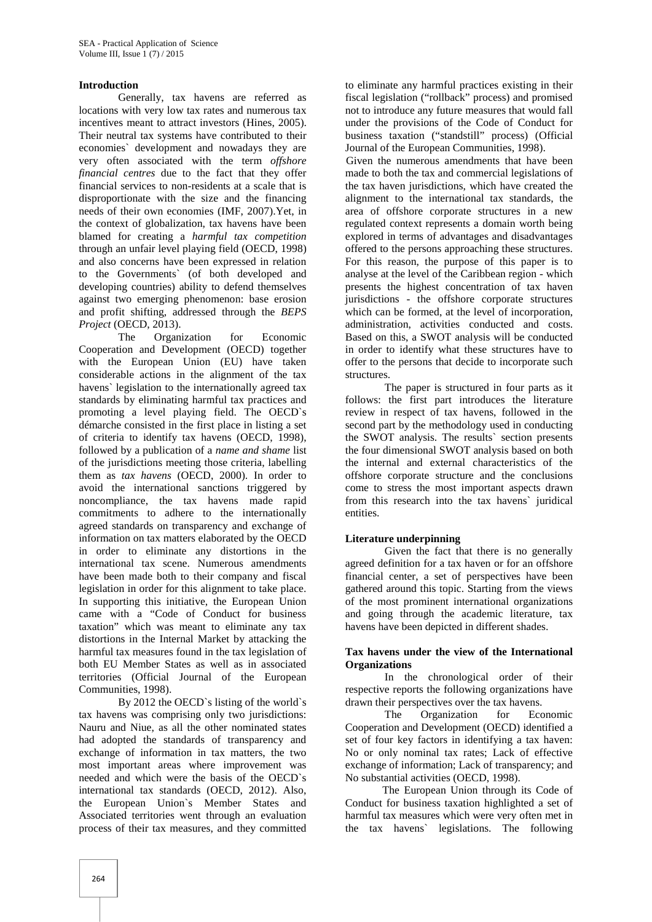## Introduction

Generally, tax havens are referred as locations with very low tax rates and numerous tax incentives meant to attract investors (Hines, 2005). Their neutral tax systems have contributed to their economies` development and nowadays they are very often associated with the term *offshore financial centres* due to the fact that they offer financial services to non-residents at a scale that is disproportionate with the size and the financing needs of their own economies (IMF, 2007).Yet, in the context of globalization, tax havens have been blamed for creating a *harmful tax competition* through an unfair level playing field (OECD, 1998) and also concerns have been expressed in relation to the Governments` (of both developed and developing countries) ability to defend themselves against two emerging phenomenon: base erosion and profit shifting, addressed through the *BEPS Project* (OECD, 2013).

The Organization for Economic Cooperation and Development (OECD) together with the European Union (EU) have taken considerable actions in the alignment of the tax havens` legislation to the internationally agreed tax standards by eliminating harmful tax practices and promoting a level playing field. The OECD`s démarche consisted in the first place in listing a set of criteria to identify tax havens (OECD, 1998), followed by a publication of a *name and shame* list of the jurisdictions meeting those criteria, labelling them as *tax havens* (OECD, 2000). In order to avoid the international sanctions triggered by noncompliance, the tax havens made rapid commitments to adhere to the internationally agreed standards on transparency and exchange of information on tax matters elaborated by the OECD in order to eliminate any distortions in the international tax scene. Numerous amendments have been made both to their company and fiscal legislation in order for this alignment to take place. In supporting this initiative, the European Union came with a "Code of Conduct for business taxation" which was meant to eliminate any tax distortions in the Internal Market by attacking the harmful tax measures found in the tax legislation of both EU Member States as well as in associated territories (Official Journal of the European Communities, 1998).

By 2012 the OECD`s listing of the world`s tax havens was comprising only two jurisdictions: Nauru and Niue, as all the other nominated states had adopted the standards of transparency and exchange of information in tax matters, the two most important areas where improvement was needed and which were the basis of the OECD`s international tax standards (OECD, 2012). Also, the European Union`s Member States and Associated territories went through an evaluation process of their tax measures, and they committed to eliminate any harmful practices existing in their fiscal legislation ("rollback" process) and promised not to introduce any future measures that would fall under the provisions of the Code of Conduct for business taxation ("standstill" process) (Official Journal of the European Communities, 1998).

Given the numerous amendments that have been made to both the tax and commercial legislations of the tax haven jurisdictions, which have created the alignment to the international tax standards, the area of offshore corporate structures in a new regulated context represents a domain worth being explored in terms of advantages and disadvantages offered to the persons approaching these structures. For this reason, the purpose of this paper is to analyse at the level of the Caribbean region - which presents the highest concentration of tax haven jurisdictions - the offshore corporate structures which can be formed, at the level of incorporation, administration, activities conducted and costs. Based on this, a SWOT analysis will be conducted in order to identify what these structures have to offer to the persons that decide to incorporate such structures.

The paper is structured in four parts as it follows: the first part introduces the literature review in respect of tax havens, followed in the second part by the methodology used in conducting the SWOT analysis. The results` section presents the four dimensional SWOT analysis based on both the internal and external characteristics of the offshore corporate structure and the conclusions come to stress the most important aspects drawn from this research into the tax havens` juridical entities.

## Literature underpinning

Given the fact that there is no generally agreed definition for a tax haven or for an offshore financial center, a set of perspectives have been gathered around this topic. Starting from the views of the most prominent international organizations and going through the academic literature, tax havens have been depicted in different shades.

### Tax havens under the view of the International Organizations

In the chronological order of their respective reports the following organizations have drawn their perspectives over the tax havens.

The Organization for Economic Cooperation and Development (OECD) identified a set of four key factors in identifying a tax haven: No or only nominal tax rates; Lack of effective exchange of information; Lack of transparency; and No substantial activities (OECD, 1998).

The European Union through its Code of Conduct for business taxation highlighted a set of harmful tax measures which were very often met in the tax havens` legislations. The following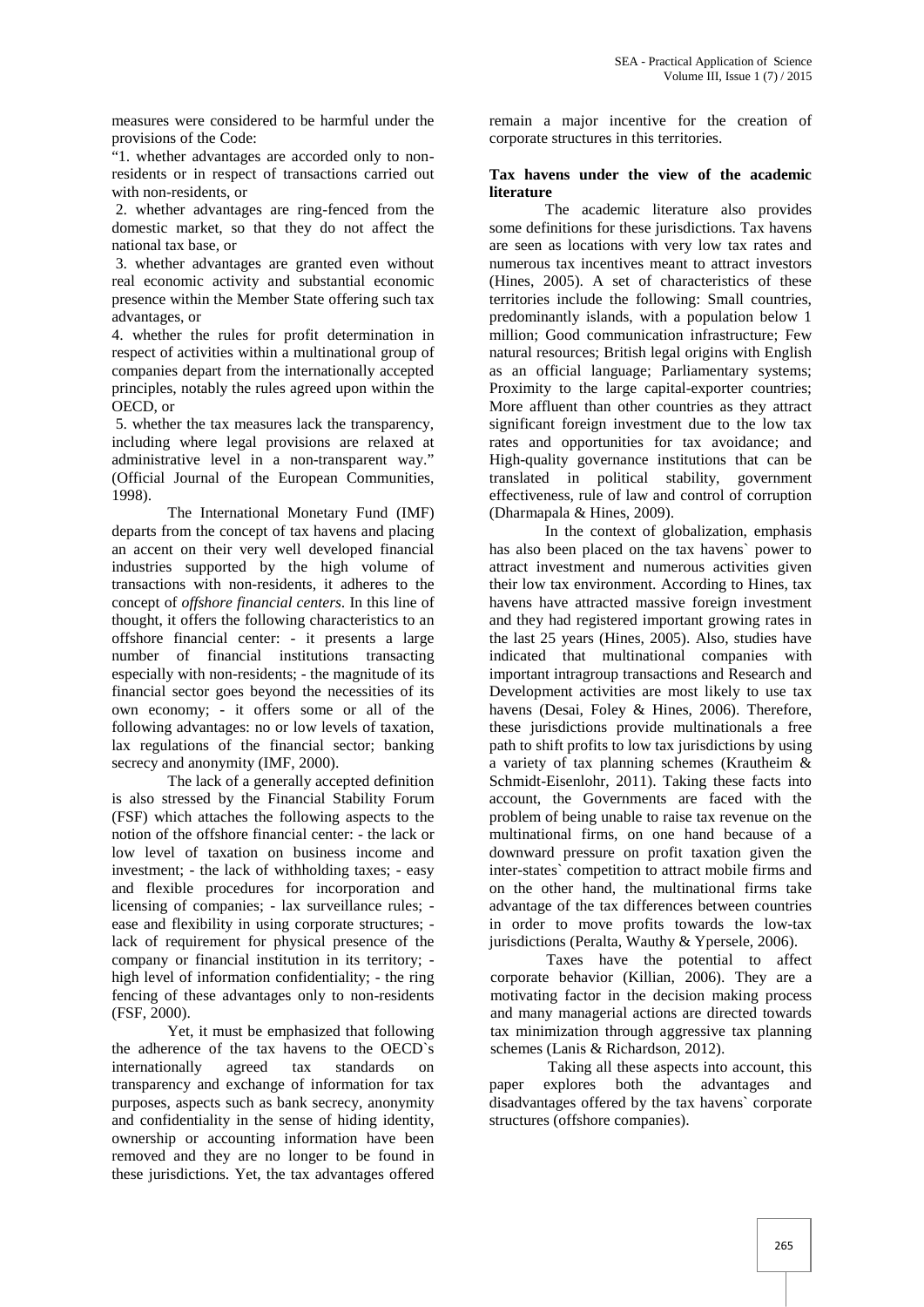measures were considered to be harmful under the provisions of the Code:

"1. whether advantages are accorded only to non-residents or in respect of transactions carried out with non-residents, or

2. whether advantages are ring-fenced from the domestic market, so that they do not affect the national tax base, or

3. whether advantages are granted even without real economic activity and substantial economic presence within the Member State offering such tax advantages, or

4. whether the rules for profit determination in respect of activities within a multinational group of companies depart from the internationally accepted principles, notably the rules agreed upon within the OECD, or

5. whether the tax measures lack the transparency, including where legal provisions are relaxed at administrative level in a non-transparent way." (Official Journal of the European Communities, 1998).

The International Monetary Fund (IMF) departs from the concept of tax havens and placing an accent on their very well developed financial industries supported by the high volume of transactions with non-residents, it adheres to the concept of *offshore financial centers*. In this line of thought, it offers the following characteristics to an offshore financial center: - it presents a large number of financial institutions transacting especially with non-residents; - the magnitude of its financial sector goes beyond the necessities of its own economy; - it offers some or all of the following advantages: no or low levels of taxation, lax regulations of the financial sector; banking secrecy and anonymity (IMF, 2000).

The lack of a generally accepted definition is also stressed by the Financial Stability Forum (FSF) which attaches the following aspects to the notion of the offshore financial center: - the lack or low level of taxation on business income and investment; - the lack of withholding taxes; - easy and flexible procedures for incorporation and licensing of companies; - lax surveillance rules; - ease and flexibility in using corporate structures; - lack of requirement for physical presence of the company or financial institution in its territory; - high level of information confidentiality; - the ring fencing of these advantages only to non-residents (FSF, 2000).

Yet, it must be emphasized that following the adherence of the tax havens to the OECD`s internationally agreed tax standards on transparency and exchange of information for tax purposes, aspects such as bank secrecy, anonymity and confidentiality in the sense of hiding identity, ownership or accounting information have been removed and they are no longer to be found in these jurisdictions. Yet, the tax advantages offered remain a major incentive for the creation of corporate structures in this territories.

**Tax havens under the view of the academic literature**

The academic literature also provides some definitions for these jurisdictions. Tax havens are seen as locations with very low tax rates and numerous tax incentives meant to attract investors (Hines, 2005). A set of characteristics of these territories include the following: Small countries, predominantly islands, with a population below 1 million; Good communication infrastructure; Few natural resources; British legal origins with English as an official language; Parliamentary systems; Proximity to the large capital-exporter countries; More affluent than other countries as they attract significant foreign investment due to the low tax rates and opportunities for tax avoidance; and High-quality governance institutions that can be translated in political stability, government effectiveness, rule of law and control of corruption (Dharmapala & Hines, 2009).

In the context of globalization, emphasis has also been placed on the tax havens` power to attract investment and numerous activities given their low tax environment. According to Hines, tax havens have attracted massive foreign investment and they had registered important growing rates in the last 25 years (Hines, 2005). Also, studies have indicated that multinational companies with important intragroup transactions and Research and Development activities are most likely to use tax havens (Desai, Foley & Hines, 2006). Therefore, these jurisdictions provide multinationals a free path to shift profits to low tax jurisdictions by using a variety of tax planning schemes (Krautheim & Schmidt-Eisenlohr, 2011). Taking these facts into account, the Governments are faced with the problem of being unable to raise tax revenue on the multinational firms, on one hand because of a downward pressure on profit taxation given the inter-states` competition to attract mobile firms and on the other hand, the multinational firms take advantage of the tax differences between countries in order to move profits towards the low-tax jurisdictions (Peralta, Wauthy & Ypersele, 2006).

Taxes have the potential to affect corporate behavior (Killian, 2006). They are a motivating factor in the decision making process and many managerial actions are directed towards tax minimization through aggressive tax planning schemes (Lanis & Richardson, 2012).

Taking all these aspects into account, this paper explores both the advantages and disadvantages offered by the tax havens` corporate structures (offshore companies).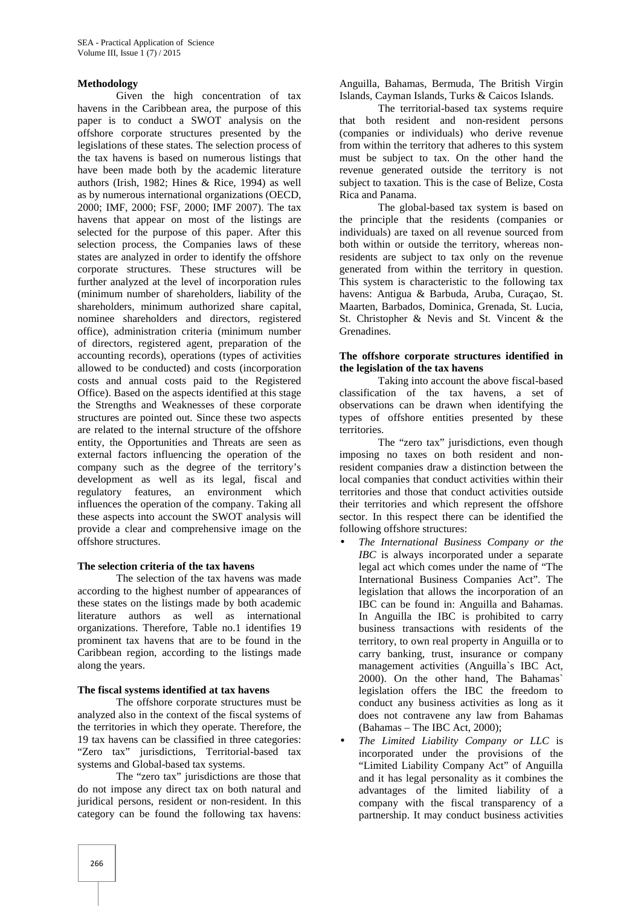**Methodology**

Given the high concentration of tax havens in the Caribbean area, the purpose of this paper is to conduct a SWOT analysis on the offshore corporate structures presented by the legislations of these states. The selection process of the tax havens is based on numerous listings that have been made both by the academic literature authors (Irish, 1982; Hines & Rice, 1994) as well as by numerous international organizations (OECD, 2000; IMF, 2000; FSF, 2000; IMF 2007). The tax havens that appear on most of the listings are selected for the purpose of this paper. After this selection process, the Companies laws of these states are analyzed in order to identify the offshore corporate structures. These structures will be further analyzed at the level of incorporation rules (minimum number of shareholders, liability of the shareholders, minimum authorized share capital, nominee shareholders and directors, registered office), administration criteria (minimum number of directors, registered agent, preparation of the accounting records), operations (types of activities allowed to be conducted) and costs (incorporation costs and annual costs paid to the Registered Office). Based on the aspects identified at this stage the Strengths and Weaknesses of these corporate structures are pointed out. Since these two aspects are related to the internal structure of the offshore entity, the Opportunities and Threats are seen as external factors influencing the operation of the company such as the degree of the territory's development as well as its legal, fiscal and regulatory features, an environment which influences the operation of the company. Taking all these aspects into account the SWOT analysis will provide a clear and comprehensive image on the offshore structures.

**The selection criteria of the tax havens**

The selection of the tax havens was made according to the highest number of appearances of these states on the listings made by both academic literature authors as well as international organizations. Therefore, Table no.1 identifies 19 prominent tax havens that are to be found in the Caribbean region, according to the listings made along the years.

**The fiscal systems identified at tax havens**

The offshore corporate structures must be analyzed also in the context of the fiscal systems of the territories in which they operate. Therefore, the 19 tax havens can be classified in three categories: "Zero tax" jurisdictions, Territorial-based tax systems and Global-based tax systems.

The "zero tax" jurisdictions are those that do not impose any direct tax on both natural and juridical persons, resident or non-resident. In this category can be found the following tax havens: Anguilla, Bahamas, Bermuda, The British Virgin Islands, Cayman Islands, Turks & Caicos Islands.

The territorial-based tax systems require that both resident and non-resident persons (companies or individuals) who derive revenue from within the territory that adheres to this system must be subject to tax. On the other hand the revenue generated outside the territory is not subject to taxation. This is the case of Belize, Costa Rica and Panama.

The global-based tax system is based on the principle that the residents (companies or individuals) are taxed on all revenue sourced from both within or outside the territory, whereas non-residents are subject to tax only on the revenue generated from within the territory in question. This system is characteristic to the following tax havens: Antigua & Barbuda, Aruba, Curaçao, St. Maarten, Barbados, Dominica, Grenada, St. Lucia, St. Christopher & Nevis and St. Vincent & the Grenadines.

**The offshore corporate structures identified in the legislation of the tax havens**

Taking into account the above fiscal-based classification of the tax havens, a set of observations can be drawn when identifying the types of offshore entities presented by these territories.

The "zero tax" jurisdictions, even though imposing no taxes on both resident and non-resident companies draw a distinction between the local companies that conduct activities within their territories and those that conduct activities outside their territories and which represent the offshore sector. In this respect there can be identified the following offshore structures:

- *The International Business Company or the IBC* is always incorporated under a separate legal act which comes under the name of "The International Business Companies Act". The legislation that allows the incorporation of an IBC can be found in: Anguilla and Bahamas. In Anguilla the IBC is prohibited to carry business transactions with residents of the territory, to own real property in Anguilla or to carry banking, trust, insurance or company management activities (Anguilla`s IBC Act, 2000). On the other hand, The Bahamas` legislation offers the IBC the freedom to conduct any business activities as long as it does not contravene any law from Bahamas (Bahamas – The IBC Act, 2000);
- *The Limited Liability Company or LLC* is incorporated under the provisions of the "Limited Liability Company Act" of Anguilla and it has legal personality as it combines the advantages of the limited liability of a company with the fiscal transparency of a partnership. It may conduct business activities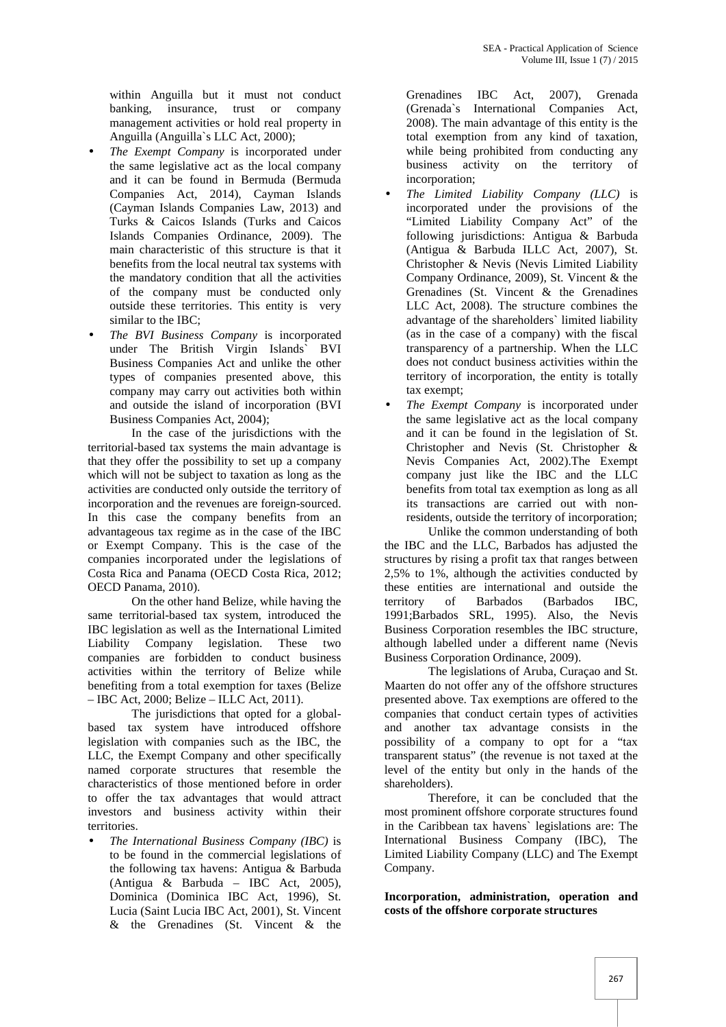within Anguilla but it must not conduct banking, insurance, trust or company management activities or hold real property in Anguilla (Anguilla`s LLC Act, 2000);

- *The Exempt Company* is incorporated under the same legislative act as the local company and it can be found in Bermuda (Bermuda Companies Act, 2014), Cayman Islands (Cayman Islands Companies Law, 2013) and Turks & Caicos Islands (Turks and Caicos Islands Companies Ordinance, 2009). The main characteristic of this structure is that it benefits from the local neutral tax systems with the mandatory condition that all the activities of the company must be conducted only outside these territories. This entity is very similar to the IBC;
- *The BVI Business Company* is incorporated under The British Virgin Islands` BVI Business Companies Act and unlike the other types of companies presented above, this company may carry out activities both within and outside the island of incorporation (BVI Business Companies Act, 2004);

In the case of the jurisdictions with the territorial-based tax systems the main advantage is that they offer the possibility to set up a company which will not be subject to taxation as long as the activities are conducted only outside the territory of incorporation and the revenues are foreign-sourced. In this case the company benefits from an advantageous tax regime as in the case of the IBC or Exempt Company. This is the case of the companies incorporated under the legislations of Costa Rica and Panama (OECD Costa Rica, 2012; OECD Panama, 2010).

On the other hand Belize, while having the same territorial-based tax system, introduced the IBC legislation as well as the International Limited Liability Company legislation. These two companies are forbidden to conduct business activities within the territory of Belize while benefiting from a total exemption for taxes (Belize – IBC Act, 2000; Belize – ILLC Act, 2011).

The jurisdictions that opted for a global-based tax system have introduced offshore legislation with companies such as the IBC, the LLC, the Exempt Company and other specifically named corporate structures that resemble the characteristics of those mentioned before in order to offer the tax advantages that would attract investors and business activity within their territories.

- *The International Business Company (IBC)* is to be found in the commercial legislations of the following tax havens: Antigua & Barbuda (Antigua & Barbuda – IBC Act, 2005), Dominica (Dominica IBC Act, 1996), St. Lucia (Saint Lucia IBC Act, 2001), St. Vincent & the Grenadines (St. Vincent & the Grenadines IBC Act, 2007), Grenada (Grenada`s International Companies Act, 2008). The main advantage of this entity is the total exemption from any kind of taxation, while being prohibited from conducting any business activity on the territory of incorporation;
- *The Limited Liability Company (LLC)* is incorporated under the provisions of the "Limited Liability Company Act" of the following jurisdictions: Antigua & Barbuda (Antigua & Barbuda ILLC Act, 2007), St. Christopher & Nevis (Nevis Limited Liability Company Ordinance, 2009), St. Vincent & the Grenadines (St. Vincent & the Grenadines LLC Act, 2008). The structure combines the advantage of the shareholders` limited liability (as in the case of a company) with the fiscal transparency of a partnership. When the LLC does not conduct business activities within the territory of incorporation, the entity is totally tax exempt;
- *The Exempt Company* is incorporated under the same legislative act as the local company and it can be found in the legislation of St. Christopher and Nevis (St. Christopher & Nevis Companies Act, 2002).The Exempt company just like the IBC and the LLC benefits from total tax exemption as long as all its transactions are carried out with non-residents, outside the territory of incorporation;

Unlike the common understanding of both the IBC and the LLC, Barbados has adjusted the structures by rising a profit tax that ranges between 2,5% to 1%, although the activities conducted by these entities are international and outside the territory of Barbados (Barbados IBC, 1991;Barbados SRL, 1995). Also, the Nevis Business Corporation resembles the IBC structure, although labelled under a different name (Nevis Business Corporation Ordinance, 2009).

The legislations of Aruba, Curaçao and St. Maarten do not offer any of the offshore structures presented above. Tax exemptions are offered to the companies that conduct certain types of activities and another tax advantage consists in the possibility of a company to opt for a "tax transparent status" (the revenue is not taxed at the level of the entity but only in the hands of the shareholders).

Therefore, it can be concluded that the most prominent offshore corporate structures found in the Caribbean tax havens` legislations are: The International Business Company (IBC), The Limited Liability Company (LLC) and The Exempt Company.

**Incorporation, administration, operation and costs of the offshore corporate structures**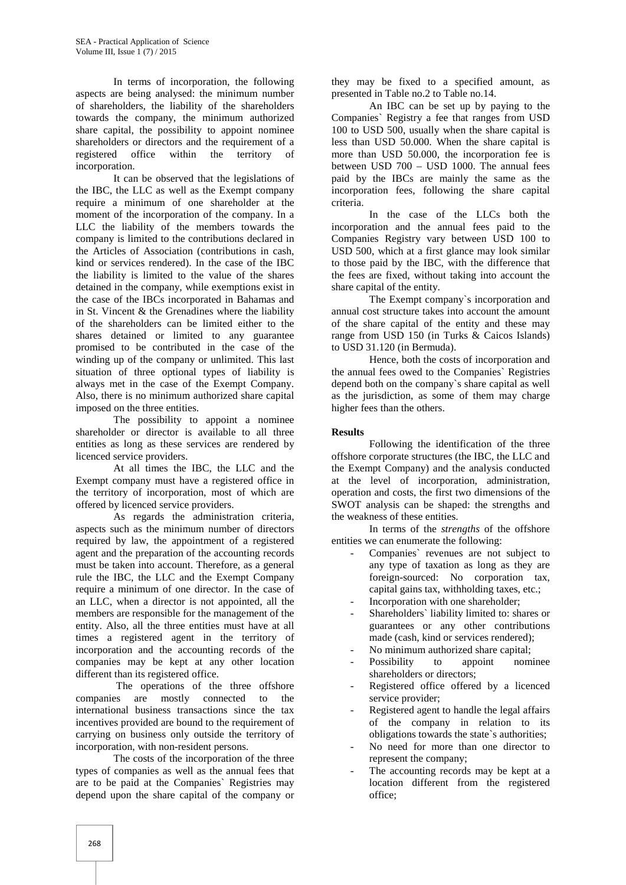In terms of incorporation, the following aspects are being analysed: the minimum number of shareholders, the liability of the shareholders towards the company, the minimum authorized share capital, the possibility to appoint nominee shareholders or directors and the requirement of a registered office within the territory of incorporation.

It can be observed that the legislations of the IBC, the LLC as well as the Exempt company require a minimum of one shareholder at the moment of the incorporation of the company. In a LLC the liability of the members towards the company is limited to the contributions declared in the Articles of Association (contributions in cash, kind or services rendered). In the case of the IBC the liability is limited to the value of the shares detained in the company, while exemptions exist in the case of the IBCs incorporated in Bahamas and in St. Vincent & the Grenadines where the liability of the shareholders can be limited either to the shares detained or limited to any guarantee promised to be contributed in the case of the winding up of the company or unlimited. This last situation of three optional types of liability is always met in the case of the Exempt Company. Also, there is no minimum authorized share capital imposed on the three entities.

The possibility to appoint a nominee shareholder or director is available to all three entities as long as these services are rendered by licenced service providers.

At all times the IBC, the LLC and the Exempt company must have a registered office in the territory of incorporation, most of which are offered by licenced service providers.

As regards the administration criteria, aspects such as the minimum number of directors required by law, the appointment of a registered agent and the preparation of the accounting records must be taken into account. Therefore, as a general rule the IBC, the LLC and the Exempt Company require a minimum of one director. In the case of an LLC, when a director is not appointed, all the members are responsible for the management of the entity. Also, all the three entities must have at all times a registered agent in the territory of incorporation and the accounting records of the companies may be kept at any other location different than its registered office.

The operations of the three offshore companies are mostly connected to the international business transactions since the tax incentives provided are bound to the requirement of carrying on business only outside the territory of incorporation, with non-resident persons.

The costs of the incorporation of the three types of companies as well as the annual fees that are to be paid at the Companies` Registries may depend upon the share capital of the company or they may be fixed to a specified amount, as presented in Table no.2 to Table no.14.

An IBC can be set up by paying to the Companies` Registry a fee that ranges from USD 100 to USD 500, usually when the share capital is less than USD 50.000. When the share capital is more than USD 50.000, the incorporation fee is between USD 700 – USD 1000. The annual fees paid by the IBCs are mainly the same as the incorporation fees, following the share capital criteria.

In the case of the LLCs both the incorporation and the annual fees paid to the Companies Registry vary between USD 100 to USD 500, which at a first glance may look similar to those paid by the IBC, with the difference that the fees are fixed, without taking into account the share capital of the entity.

The Exempt company`s incorporation and annual cost structure takes into account the amount of the share capital of the entity and these may range from USD 150 (in Turks & Caicos Islands) to USD 31.120 (in Bermuda).

Hence, both the costs of incorporation and the annual fees owed to the Companies` Registries depend both on the company`s share capital as well as the jurisdiction, as some of them may charge higher fees than the others.

## Results

Following the identification of the three offshore corporate structures (the IBC, the LLC and the Exempt Company) and the analysis conducted at the level of incorporation, administration, operation and costs, the first two dimensions of the SWOT analysis can be shaped: the strengths and the weakness of these entities.

In terms of the *strengths* of the offshore entities we can enumerate the following:

- Companies` revenues are not subject to any type of taxation as long as they are foreign-sourced: No corporation tax, capital gains tax, withholding taxes, etc.;
- Incorporation with one shareholder;
- Shareholders` liability limited to: shares or guarantees or any other contributions made (cash, kind or services rendered);
- No minimum authorized share capital;
- Possibility to appoint nominee shareholders or directors;
- Registered office offered by a licenced service provider;
- Registered agent to handle the legal affairs of the company in relation to its obligations towards the state`s authorities;
- No need for more than one director to represent the company;
- The accounting records may be kept at a location different from the registered office;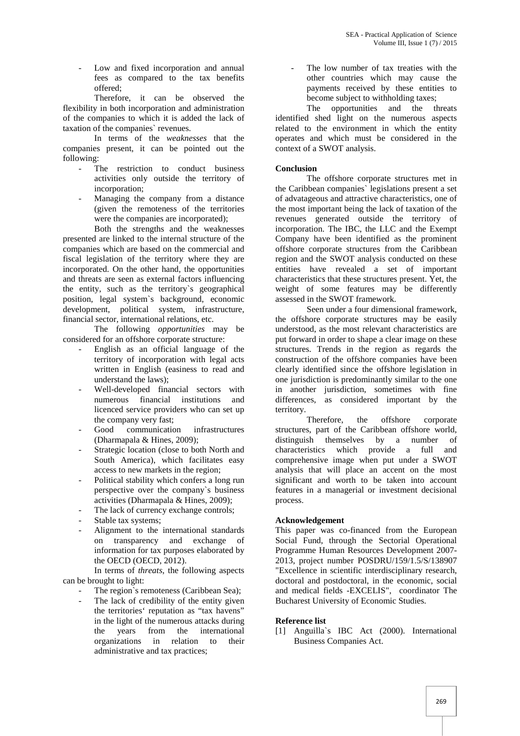- Low and fixed incorporation and annual fees as compared to the tax benefits offered;

Therefore, it can be observed the flexibility in both incorporation and administration of the companies to which it is added the lack of taxation of the companies` revenues.

In terms of the *weaknesses* that the companies present, it can be pointed out the following:

- The restriction to conduct business activities only outside the territory of incorporation;
- Managing the company from a distance (given the remoteness of the territories were the companies are incorporated);

Both the strengths and the weaknesses presented are linked to the internal structure of the companies which are based on the commercial and fiscal legislation of the territory where they are incorporated. On the other hand, the opportunities and threats are seen as external factors influencing the entity, such as the territory`s geographical position, legal system`s background, economic development, political system, infrastructure, financial sector, international relations, etc.

The following *opportunities* may be considered for an offshore corporate structure:

- English as an official language of the territory of incorporation with legal acts written in English (easiness to read and understand the laws);
- Well-developed financial sectors with numerous financial institutions and licenced service providers who can set up the company very fast;
- Good communication infrastructures (Dharmapala & Hines, 2009);
- Strategic location (close to both North and South America), which facilitates easy access to new markets in the region;
- Political stability which confers a long run perspective over the company`s business activities (Dharmapala & Hines, 2009);
- The lack of currency exchange controls;
- Stable tax systems;
- Alignment to the international standards on transparency and exchange of information for tax purposes elaborated by the OECD (OECD, 2012).

In terms of *threats*, the following aspects can be brought to light:

- The region`s remoteness (Caribbean Sea);
- The lack of credibility of the entity given the territories' reputation as "tax havens" in the light of the numerous attacks during the years from the international organizations in relation to their administrative and tax practices;
- The low number of tax treaties with the other countries which may cause the payments received by these entities to become subject to withholding taxes;

The opportunities and the threats identified shed light on the numerous aspects related to the environment in which the entity operates and which must be considered in the context of a SWOT analysis.

## Conclusion

The offshore corporate structures met in the Caribbean companies` legislations present a set of advatageous and attractive characteristics, one of the most important being the lack of taxation of the revenues generated outside the territory of incorporation. The IBC, the LLC and the Exempt Company have been identified as the prominent offshore corporate structures from the Caribbean region and the SWOT analysis conducted on these entities have revealed a set of important characteristics that these structures present. Yet, the weight of some features may be differently assessed in the SWOT framework.

Seen under a four dimensional framework, the offshore corporate structures may be easily understood, as the most relevant characteristics are put forward in order to shape a clear image on these structures. Trends in the region as regards the construction of the offshore companies have been clearly identified since the offshore legislation in one jurisdiction is predominantly similar to the one in another jurisdiction, sometimes with fine differences, as considered important by the territory.

Therefore, the offshore corporate structures, part of the Caribbean offshore world, distinguish themselves by a number of characteristics which provide a full and comprehensive image when put under a SWOT analysis that will place an accent on the most significant and worth to be taken into account features in a managerial or investment decisional process.

## Acknowledgement

This paper was co-financed from the European Social Fund, through the Sectorial Operational Programme Human Resources Development 2007-2013, project number POSDRU/159/1.5/S/138907 "Excellence in scientific interdisciplinary research, doctoral and postdoctoral, in the economic, social and medical fields -EXCELIS", coordinator The Bucharest University of Economic Studies.

## Reference list

[1] Anguilla`s IBC Act (2000). International Business Companies Act.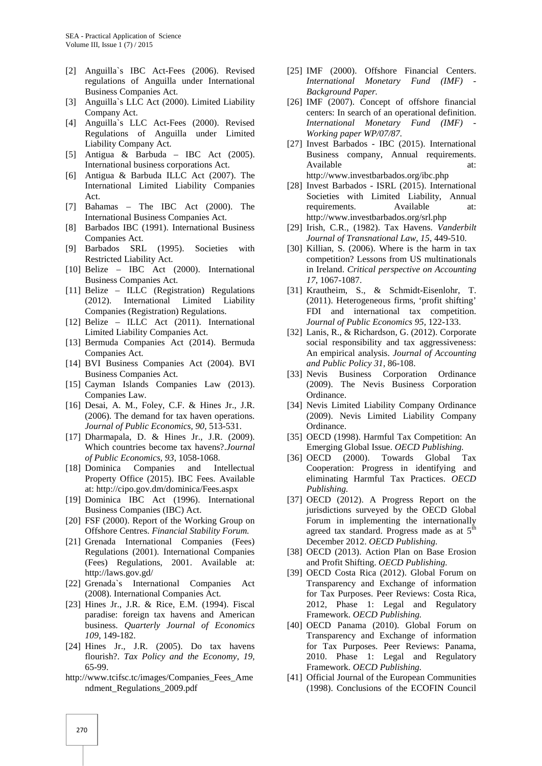[2] Anguilla`s IBC Act-Fees (2006). Revised regulations of Anguilla under International Business Companies Act.

[3] Anguilla`s LLC Act (2000). Limited Liability Company Act.

[4] Anguilla`s LLC Act-Fees (2000). Revised Regulations of Anguilla under Limited Liability Company Act.

[5] Antigua & Barbuda – IBC Act (2005). International business corporations Act.

[6] Antigua & Barbuda ILLC Act (2007). The International Limited Liability Companies Act.

[7] Bahamas – The IBC Act (2000). The International Business Companies Act.

[8] Barbados IBC (1991). International Business Companies Act.

[9] Barbados SRL (1995). Societies with Restricted Liability Act.

[10] Belize – IBC Act (2000). International Business Companies Act.

[11] Belize – ILLC (Registration) Regulations (2012). International Limited Liability Companies (Registration) Regulations.

[12] Belize – ILLC Act (2011). International Limited Liability Companies Act.

[13] Bermuda Companies Act (2014). Bermuda Companies Act.

[14] BVI Business Companies Act (2004). BVI Business Companies Act.

[15] Cayman Islands Companies Law (2013). Companies Law.

[16] Desai, A. M., Foley, C.F. & Hines Jr., J.R. (2006). The demand for tax haven operations. *Journal of Public Economics, 90,* 513-531.

[17] Dharmapala, D. & Hines Jr., J.R. (2009). Which countries become tax havens?.*Journal of Public Economics, 93*, 1058-1068.

[18] Dominica Companies and Intellectual Property Office (2015). IBC Fees. Available at: http://cipo.gov.dm/dominica/Fees.aspx

[19] Dominica IBC Act (1996). International Business Companies (IBC) Act.

[20] FSF (2000). Report of the Working Group on Offshore Centres. *Financial Stability Forum.*

[21] Grenada International Companies (Fees) Regulations (2001). International Companies (Fees) Regulations, 2001. Available at: http://laws.gov.gd/

[22] Grenada`s International Companies Act (2008). International Companies Act.

[23] Hines Jr., J.R. & Rice, E.M. (1994). Fiscal paradise: foreign tax havens and American business. *Quarterly Journal of Economics 109*, 149-182.

[24] Hines Jr., J.R. (2005). Do tax havens flourish?. *Tax Policy and the Economy, 19,* 65-99.

http://www.tcifsc.tc/images/Companies_Fees_Amendment_Regulations_2009.pdf

[25] IMF (2000). Offshore Financial Centers. *International Monetary Fund (IMF) - Background Paper.*

[26] IMF (2007). Concept of offshore financial centers: In search of an operational definition. *International Monetary Fund (IMF) - Working paper WP/07/87.*

[27] Invest Barbados - IBC (2015). International Business company, Annual requirements. Available at: http://www.investbarbados.org/ibc.php

[28] Invest Barbados - ISRL (2015). International Societies with Limited Liability, Annual requirements. Available at: http://www.investbarbados.org/srl.php

[29] Irish, C.R., (1982). Tax Havens. *Vanderbilt Journal of Transnational Law, 15*, 449-510.

[30] Killian, S. (2006). Where is the harm in tax competition? Lessons from US multinationals in Ireland. *Critical perspective on Accounting 17,* 1067-1087.

[31] Krautheim, S., & Schmidt-Eisenlohr, T. (2011). Heterogeneous firms, 'profit shifting' FDI and international tax competition. *Journal of Public Economics 95,* 122-133.

[32] Lanis, R., & Richardson, G. (2012). Corporate social responsibility and tax aggressiveness: An empirical analysis. *Journal of Accounting and Public Policy 31*, 86-108.

[33] Nevis Business Corporation Ordinance (2009). The Nevis Business Corporation Ordinance.

[34] Nevis Limited Liability Company Ordinance (2009). Nevis Limited Liability Company Ordinance.

[35] OECD (1998). Harmful Tax Competition: An Emerging Global Issue. *OECD Publishing.*

[36] OECD (2000). Towards Global Tax Cooperation: Progress in identifying and eliminating Harmful Tax Practices. *OECD Publishing.*

[37] OECD (2012). A Progress Report on the jurisdictions surveyed by the OECD Global Forum in implementing the internationally agreed tax standard. Progress made as at 5th December 2012. *OECD Publishing.*

[38] OECD (2013). Action Plan on Base Erosion and Profit Shifting. *OECD Publishing.*

[39] OECD Costa Rica (2012). Global Forum on Transparency and Exchange of information for Tax Purposes. Peer Reviews: Costa Rica, 2012, Phase 1: Legal and Regulatory Framework. *OECD Publishing.*

[40] OECD Panama (2010). Global Forum on Transparency and Exchange of information for Tax Purposes. Peer Reviews: Panama, 2010. Phase 1: Legal and Regulatory Framework. *OECD Publishing.*

[41] Official Journal of the European Communities (1998). Conclusions of the ECOFIN Council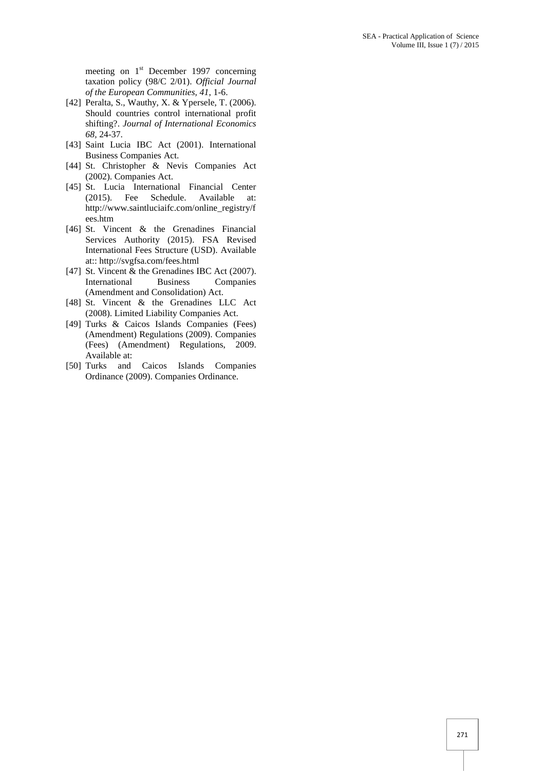meeting on 1st December 1997 concerning taxation policy (98/C 2/01). *Official Journal of the European Communities, 41*, 1-6.

[42] Peralta, S., Wauthy, X. & Ypersele, T. (2006). Should countries control international profit shifting?. *Journal of International Economics 68*, 24-37.

[43] Saint Lucia IBC Act (2001). International Business Companies Act.

[44] St. Christopher & Nevis Companies Act (2002). Companies Act.

[45] St. Lucia International Financial Center (2015). Fee Schedule. Available at: http://www.saintluciaifc.com/online_registry/fees.htm

[46] St. Vincent & the Grenadines Financial Services Authority (2015). FSA Revised International Fees Structure (USD). Available at:: http://svgfsa.com/fees.html

[47] St. Vincent & the Grenadines IBC Act (2007). International Business Companies (Amendment and Consolidation) Act.

[48] St. Vincent & the Grenadines LLC Act (2008). Limited Liability Companies Act.

[49] Turks & Caicos Islands Companies (Fees) (Amendment) Regulations (2009). Companies (Fees) (Amendment) Regulations, 2009. Available at:

[50] Turks and Caicos Islands Companies Ordinance (2009). Companies Ordinance.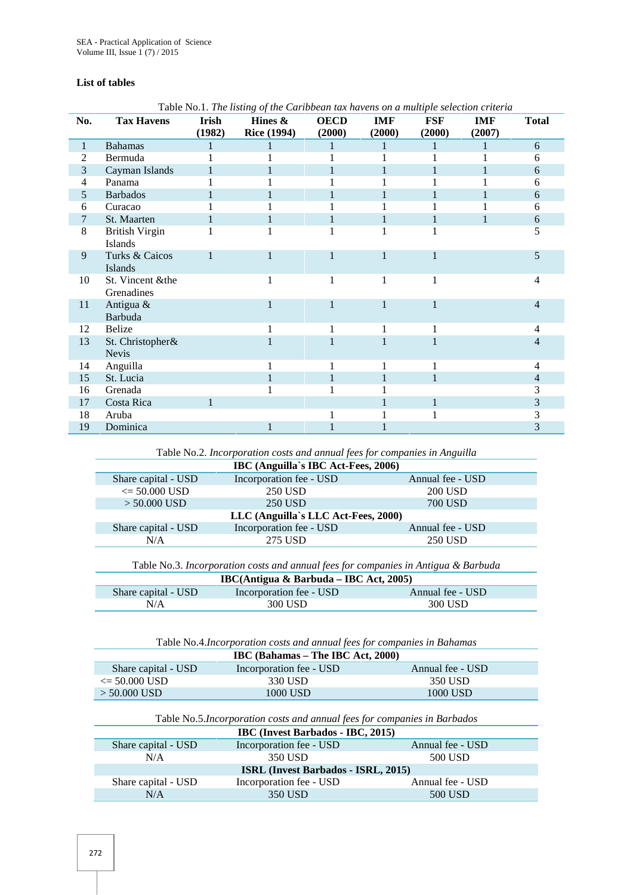**List of tables**

Table No.1. *The listing of the Caribbean tax havens on a multiple selection criteria*

| No. | Tax Havens | Irish (1982) | Hines & Rice (1994) | OECD (2000) | IMF (2000) | FSF (2000) | IMF (2007) | Total |
|---|---|---|---|---|---|---|---|---|
| 1 | Bahamas | 1 | 1 | 1 | 1 | 1 | 1 | 6 |
| 2 | Bermuda | 1 | 1 | 1 | 1 | 1 | 1 | 6 |
| 3 | Cayman Islands | 1 | 1 | 1 | 1 | 1 | 1 | 6 |
| 4 | Panama | 1 | 1 | 1 | 1 | 1 | 1 | 6 |
| 5 | Barbados | 1 | 1 | 1 | 1 | 1 | 1 | 6 |
| 6 | Curacao | 1 | 1 | 1 | 1 | 1 | 1 | 6 |
| 7 | St. Maarten | 1 | 1 | 1 | 1 | 1 | 1 | 6 |
| 8 | British Virgin Islands | 1 | 1 | 1 | 1 | 1 | | 5 |
| 9 | Turks & Caicos Islands | 1 | 1 | 1 | 1 | 1 | | 5 |
| 10 | St. Vincent &the Grenadines | | 1 | 1 | 1 | 1 | | 4 |
| 11 | Antigua & Barbuda | | 1 | 1 | 1 | 1 | | 4 |
| 12 | Belize | | 1 | 1 | 1 | 1 | | 4 |
| 13 | St. Christopher& Nevis | | 1 | 1 | 1 | 1 | | 4 |
| 14 | Anguilla | | 1 | 1 | 1 | 1 | | 4 |
| 15 | St. Lucia | | 1 | 1 | 1 | 1 | | 4 |
| 16 | Grenada | | 1 | 1 | 1 | | | 3 |
| 17 | Costa Rica | 1 | | | 1 | 1 | | 3 |
| 18 | Aruba | | | 1 | 1 | 1 | | 3 |
| 19 | Dominica | | 1 | 1 | 1 | | | 3 |

Table No.2. *Incorporation costs and annual fees for companies in Anguilla*

| **IBC (Anguilla`s IBC Act-Fees, 2006)** | | |
|---|---|---|
| Share capital - USD | Incorporation fee - USD | Annual fee - USD |
| <= 50.000 USD | 250 USD | 200 USD |
| > 50.000 USD | 250 USD | 700 USD |
| **LLC (Anguilla`s LLC Act-Fees, 2000)** | | |
| Share capital - USD | Incorporation fee - USD | Annual fee - USD |
| N/A | 275 USD | 250 USD |

Table No.3. *Incorporation costs and annual fees for companies in Antigua & Barbuda*

| **IBC(Antigua & Barbuda – IBC Act, 2005)** | | |
|---|---|---|
| Share capital - USD | Incorporation fee - USD | Annual fee - USD |
| N/A | 300 USD | 300 USD |

Table No.4.*Incorporation costs and annual fees for companies in Bahamas*

| **IBC (Bahamas – The IBC Act, 2000)** | | |
|---|---|---|
| Share capital - USD | Incorporation fee - USD | Annual fee - USD |
| <= 50.000 USD | 330 USD | 350 USD |
| > 50.000 USD | 1000 USD | 1000 USD |

Table No.5.*Incorporation costs and annual fees for companies in Barbados*

| **IBC (Invest Barbados - IBC, 2015)** | | |
|---|---|---|
| Share capital - USD | Incorporation fee - USD | Annual fee - USD |
| N/A | 350 USD | 500 USD |
| **ISRL (Invest Barbados - ISRL, 2015)** | | |
| Share capital - USD | Incorporation fee - USD | Annual fee - USD |
| N/A | 350 USD | 500 USD |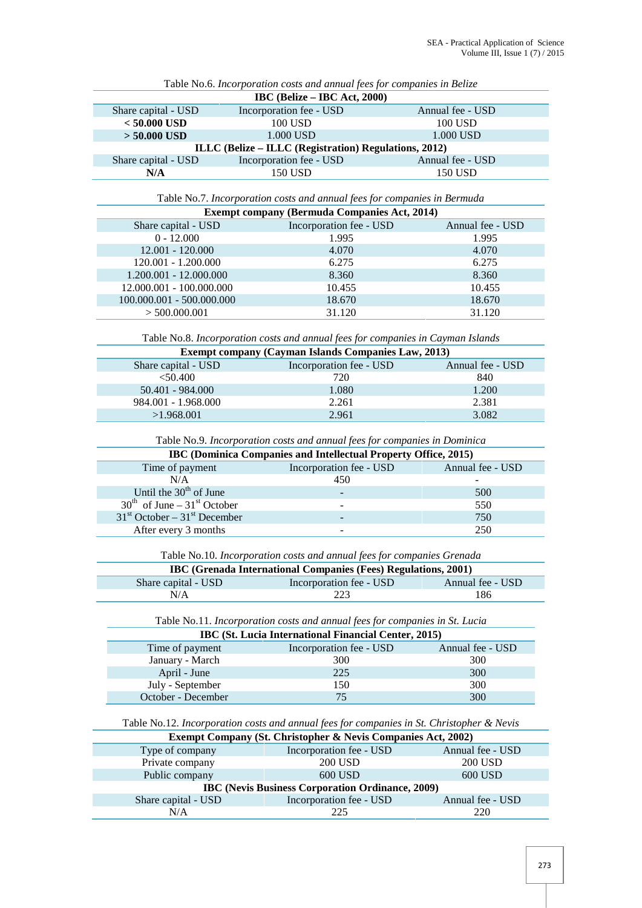Table No.6. *Incorporation costs and annual fees for companies in Belize*

| **IBC (Belize – IBC Act, 2000)** | | |
|---|---|---|
| Share capital - USD | Incorporation fee - USD | Annual fee - USD |
| **< 50.000 USD** | 100 USD | 100 USD |
| **> 50.000 USD** | 1.000 USD | 1.000 USD |
| **ILLC (Belize – ILLC (Registration) Regulations, 2012)** | | |
| Share capital - USD | Incorporation fee - USD | Annual fee - USD |
| **N/A** | 150 USD | 150 USD |

Table No.7. *Incorporation costs and annual fees for companies in Bermuda*

| **Exempt company (Bermuda Companies Act, 2014)** | | |
|---|---|---|
| Share capital - USD | Incorporation fee - USD | Annual fee - USD |
| 0 - 12.000 | 1.995 | 1.995 |
| 12.001 - 120.000 | 4.070 | 4.070 |
| 120.001 - 1.200.000 | 6.275 | 6.275 |
| 1.200.001 - 12.000.000 | 8.360 | 8.360 |
| 12.000.001 - 100.000.000 | 10.455 | 10.455 |
| 100.000.001 - 500.000.000 | 18.670 | 18.670 |
| > 500.000.001 | 31.120 | 31.120 |

Table No.8. *Incorporation costs and annual fees for companies in Cayman Islands*

| **Exempt company (Cayman Islands Companies Law, 2013)** | | |
|---|---|---|
| Share capital - USD | Incorporation fee - USD | Annual fee - USD |
| <50.400 | 720 | 840 |
| 50.401 - 984.000 | 1.080 | 1.200 |
| 984.001 - 1.968.000 | 2.261 | 2.381 |
| >1.968.001 | 2.961 | 3.082 |

Table No.9. *Incorporation costs and annual fees for companies in Dominica*

| **IBC (Dominica Companies and Intellectual Property Office, 2015)** | | |
|---|---|---|
| Time of payment | Incorporation fee - USD | Annual fee - USD |
| N/A | 450 | - |
| Until the 30th of June | - | 500 |
| 30th of June – 31st October | - | 550 |
| 31st October – 31st December | - | 750 |
| After every 3 months | - | 250 |

Table No.10. *Incorporation costs and annual fees for companies Grenada*

| **IBC (Grenada International Companies (Fees) Regulations, 2001)** | | |
|---|---|---|
| Share capital - USD | Incorporation fee - USD | Annual fee - USD |
| N/A | 223 | 186 |

Table No.11. *Incorporation costs and annual fees for companies in St. Lucia*

| **IBC (St. Lucia International Financial Center, 2015)** | | |
|---|---|---|
| Time of payment | Incorporation fee - USD | Annual fee - USD |
| January - March | 300 | 300 |
| April - June | 225 | 300 |
| July - September | 150 | 300 |
| October - December | 75 | 300 |

Table No.12. *Incorporation costs and annual fees for companies in St. Christopher & Nevis*

| **Exempt Company (St. Christopher & Nevis Companies Act, 2002)** | | |
|---|---|---|
| Type of company | Incorporation fee - USD | Annual fee - USD |
| Private company | 200 USD | 200 USD |
| Public company | 600 USD | 600 USD |
| **IBC (Nevis Business Corporation Ordinance, 2009)** | | |
| Share capital - USD | Incorporation fee - USD | Annual fee - USD |
| N/A | 225 | 220 |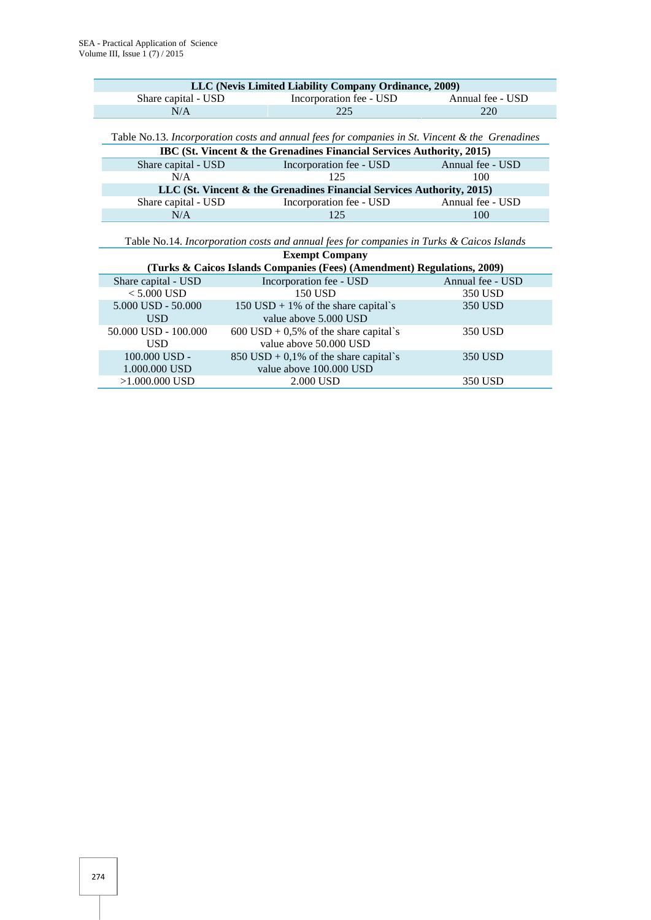| LLC (Nevis Limited Liability Company Ordinance, 2009) | | |
|---|---|---|
| Share capital - USD | Incorporation fee - USD | Annual fee - USD |
| N/A | 225 | 220 |

Table No.13. *Incorporation costs and annual fees for companies in St. Vincent & the Grenadines*

| IBC (St. Vincent & the Grenadines Financial Services Authority, 2015) | | |
|---|---|---|
| Share capital - USD | Incorporation fee - USD | Annual fee - USD |
| N/A | 125 | 100 |
| **LLC (St. Vincent & the Grenadines Financial Services Authority, 2015)** | | |
| Share capital - USD | Incorporation fee - USD | Annual fee - USD |
| N/A | 125 | 100 |

Table No.14. *Incorporation costs and annual fees for companies in Turks & Caicos Islands*

| Exempt Company (Turks & Caicos Islands Companies (Fees) (Amendment) Regulations, 2009) | | |
|---|---|---|
| Share capital - USD | Incorporation fee - USD | Annual fee - USD |
| < 5.000 USD | 150 USD | 350 USD |
| 5.000 USD - 50.000 USD | 150 USD + 1% of the share capital`s value above 5.000 USD | 350 USD |
| 50.000 USD - 100.000 USD | 600 USD + 0,5% of the share capital`s value above 50.000 USD | 350 USD |
| 100.000 USD - 1.000.000 USD | 850 USD + 0,1% of the share capital`s value above 100.000 USD | 350 USD |
| >1.000.000 USD | 2.000 USD | 350 USD |